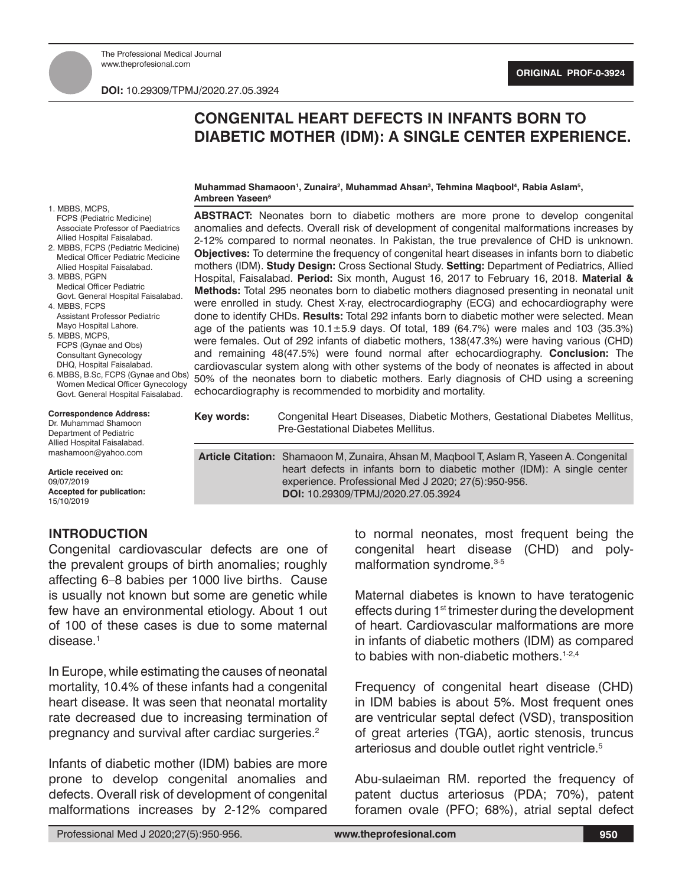**DOI:** 10.29309/TPMJ/2020.27.05.3924

**ORIGINAL PROF-0-3924**

# CONGENITAL HEART DEFECTS IN INFANTS BORN TO DIABETIC MOTHER (IDM): A SINGLE CENTER EXPERIENCE.

**Muhammad Shamaoon[1], Zunaira[2], Muhammad Ahsan[3], Tehmina Maqbool[4], Rabia Aslam[5], Ambreen Yaseen[6]**

1. MBBS, MCPS, FCPS (Pediatric Medicine) Associate Professor of Paediatrics Allied Hospital Faisalabad.
2. MBBS, FCPS (Pediatric Medicine) Medical Officer Pediatric Medicine Allied Hospital Faisalabad.
3. MBBS, PGPN Medical Officer Pediatric Govt. General Hospital Faisalabad.
4. MBBS, FCPS Assistant Professor Pediatric Mayo Hospital Lahore.
5. MBBS, MCPS, FCPS (Gynae and Obs) Consultant Gynecology DHQ, Hospital Faisalabad.
6. MBBS, B.Sc, FCPS (Gynae and Obs) Women Medical Officer Gynecology Govt. General Hospital Faisalabad.

**Correspondence Address:**
Dr. Muhammad Shamoon
Department of Pediatric
Allied Hospital Faisalabad.
mashamoon@yahoo.com

**Article received on:**
09/07/2019
**Accepted for publication:**
15/10/2019

**ABSTRACT:** Neonates born to diabetic mothers are more prone to develop congenital anomalies and defects. Overall risk of development of congenital malformations increases by 2-12% compared to normal neonates. In Pakistan, the true prevalence of CHD is unknown. **Objectives:** To determine the frequency of congenital heart diseases in infants born to diabetic mothers (IDM). **Study Design:** Cross Sectional Study. **Setting:** Department of Pediatrics, Allied Hospital, Faisalabad. **Period:** Six month, August 16, 2017 to February 16, 2018. **Material & Methods:** Total 295 neonates born to diabetic mothers diagnosed presenting in neonatal unit were enrolled in study. Chest X-ray, electrocardiography (ECG) and echocardiography were done to identify CHDs. **Results:** Total 292 infants born to diabetic mother were selected. Mean age of the patients was 10.1±5.9 days. Of total, 189 (64.7%) were males and 103 (35.3%) were females. Out of 292 infants of diabetic mothers, 138(47.3%) were having various (CHD) and remaining 48(47.5%) were found normal after echocardiography. **Conclusion:** The cardiovascular system along with other systems of the body of neonates is affected in about 50% of the neonates born to diabetic mothers. Early diagnosis of CHD using a screening echocardiography is recommended to morbidity and mortality.

**Key words:** Congenital Heart Diseases, Diabetic Mothers, Gestational Diabetes Mellitus, Pre-Gestational Diabetes Mellitus.

**Article Citation:** Shamaoon M, Zunaira, Ahsan M, Maqbool T, Aslam R, Yaseen A. Congenital heart defects in infants born to diabetic mother (IDM): A single center experience. Professional Med J 2020; 27(5):950-956.
**DOI:** 10.29309/TPMJ/2020.27.05.3924

## INTRODUCTION

Congenital cardiovascular defects are one of the prevalent groups of birth anomalies; roughly affecting 6–8 babies per 1000 live births. Cause is usually not known but some are genetic while few have an environmental etiology. About 1 out of 100 of these cases is due to some maternal disease.[1]

In Europe, while estimating the causes of neonatal mortality, 10.4% of these infants had a congenital heart disease. It was seen that neonatal mortality rate decreased due to increasing termination of pregnancy and survival after cardiac surgeries.[2]

Infants of diabetic mother (IDM) babies are more prone to develop congenital anomalies and defects. Overall risk of development of congenital malformations increases by 2-12% compared to normal neonates, most frequent being the congenital heart disease (CHD) and poly-malformation syndrome.[3-5]

Maternal diabetes is known to have teratogenic effects during 1st trimester during the development of heart. Cardiovascular malformations are more in infants of diabetic mothers (IDM) as compared to babies with non-diabetic mothers.[1-2,4]

Frequency of congenital heart disease (CHD) in IDM babies is about 5%. Most frequent ones are ventricular septal defect (VSD), transposition of great arteries (TGA), aortic stenosis, truncus arteriosus and double outlet right ventricle.[5]

Abu-sulaeiman RM. reported the frequency of patent ductus arteriosus (PDA; 70%), patent foramen ovale (PFO; 68%), atrial septal defect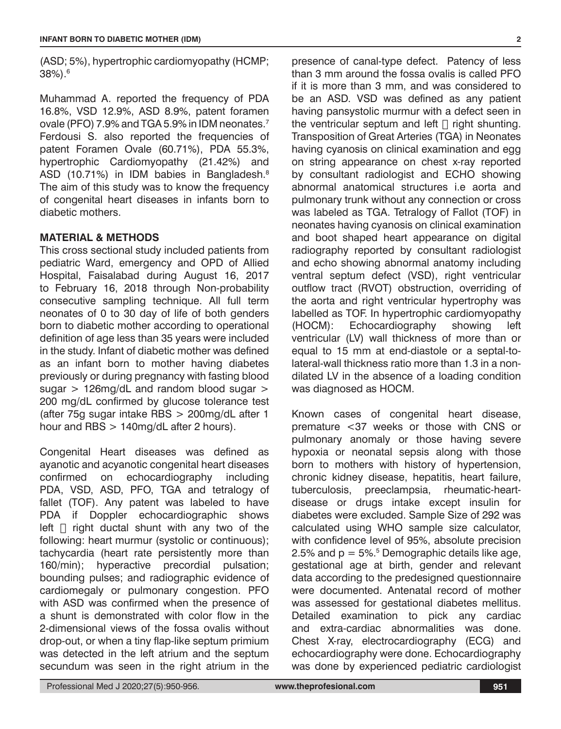(ASD; 5%), hypertrophic cardiomyopathy (HCMP; 38%).[6]

Muhammad A. reported the frequency of PDA 16.8%, VSD 12.9%, ASD 8.9%, patent foramen ovale (PFO) 7.9% and TGA 5.9% in IDM neonates.[7] Ferdousi S. also reported the frequencies of patent Foramen Ovale (60.71%), PDA 55.3%, hypertrophic Cardiomyopathy (21.42%) and ASD (10.71%) in IDM babies in Bangladesh.[8] The aim of this study was to know the frequency of congenital heart diseases in infants born to diabetic mothers.

## MATERIAL & METHODS

This cross sectional study included patients from pediatric Ward, emergency and OPD of Allied Hospital, Faisalabad during August 16, 2017 to February 16, 2018 through Non-probability consecutive sampling technique. All full term neonates of 0 to 30 day of life of both genders born to diabetic mother according to operational definition of age less than 35 years were included in the study. Infant of diabetic mother was defined as an infant born to mother having diabetes previously or during pregnancy with fasting blood sugar > 126mg/dL and random blood sugar > 200 mg/dL confirmed by glucose tolerance test (after 75g sugar intake RBS > 200mg/dL after 1 hour and RBS > 140mg/dL after 2 hours).

Congenital Heart diseases was defined as ayanotic and acyanotic congenital heart diseases confirmed on echocardiography including PDA, VSD, ASD, PFO, TGA and tetralogy of fallet (TOF). Any patent was labeled to have PDA if Doppler echocardiographic shows left  right ductal shunt with any two of the following: heart murmur (systolic or continuous); tachycardia (heart rate persistently more than 160/min); hyperactive precordial pulsation; bounding pulses; and radiographic evidence of cardiomegaly or pulmonary congestion. PFO with ASD was confirmed when the presence of a shunt is demonstrated with color flow in the 2-dimensional views of the fossa ovalis without drop-out, or when a tiny flap-like septum primium was detected in the left atrium and the septum secundum was seen in the right atrium in the presence of canal-type defect. Patency of less than 3 mm around the fossa ovalis is called PFO if it is more than 3 mm, and was considered to be an ASD. VSD was defined as any patient having pansystolic murmur with a defect seen in the ventricular septum and left  right shunting. Transposition of Great Arteries (TGA) in Neonates having cyanosis on clinical examination and egg on string appearance on chest x-ray reported by consultant radiologist and ECHO showing abnormal anatomical structures i.e aorta and pulmonary trunk without any connection or cross was labeled as TGA. Tetralogy of Fallot (TOF) in neonates having cyanosis on clinical examination and boot shaped heart appearance on digital radiography reported by consultant radiologist and echo showing abnormal anatomy including ventral septum defect (VSD), right ventricular outflow tract (RVOT) obstruction, overriding of the aorta and right ventricular hypertrophy was labelled as TOF. In hypertrophic cardiomyopathy (HOCM): Echocardiography showing left ventricular (LV) wall thickness of more than or equal to 15 mm at end-diastole or a septal-to-lateral-wall thickness ratio more than 1.3 in a non-dilated LV in the absence of a loading condition was diagnosed as HOCM.

Known cases of congenital heart disease, premature <37 weeks or those with CNS or pulmonary anomaly or those having severe hypoxia or neonatal sepsis along with those born to mothers with history of hypertension, chronic kidney disease, hepatitis, heart failure, tuberculosis, preeclampsia, rheumatic-heart-disease or drugs intake except insulin for diabetes were excluded. Sample Size of 292 was calculated using WHO sample size calculator, with confidence level of 95%, absolute precision 2.5% and p = 5%.[5] Demographic details like age, gestational age at birth, gender and relevant data according to the predesigned questionnaire were documented. Antenatal record of mother was assessed for gestational diabetes mellitus. Detailed examination to pick any cardiac and extra-cardiac abnormalities was done. Chest X-ray, electrocardiography (ECG) and echocardiography were done. Echocardiography was done by experienced pediatric cardiologist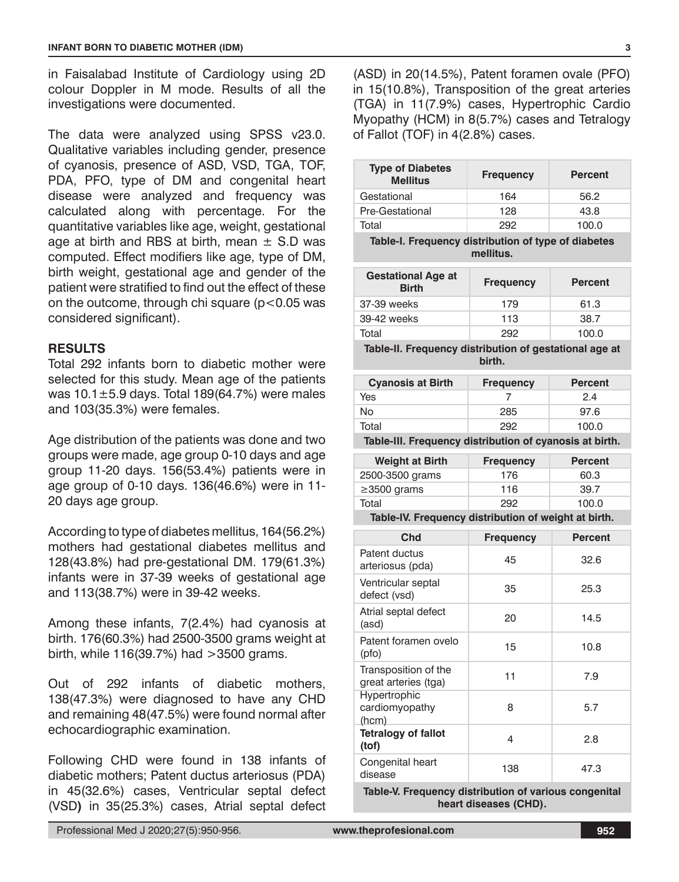in Faisalabad Institute of Cardiology using 2D colour Doppler in M mode. Results of all the investigations were documented.

The data were analyzed using SPSS v23.0. Qualitative variables including gender, presence of cyanosis, presence of ASD, VSD, TGA, TOF, PDA, PFO, type of DM and congenital heart disease were analyzed and frequency was calculated along with percentage. For the quantitative variables like age, weight, gestational age at birth and RBS at birth, mean ± S.D was computed. Effect modifiers like age, type of DM, birth weight, gestational age and gender of the patient were stratified to find out the effect of these on the outcome, through chi square ($p<0.05$ was considered significant).

## RESULTS

Total 292 infants born to diabetic mother were selected for this study. Mean age of the patients was 10.1±5.9 days. Total 189(64.7%) were males and 103(35.3%) were females.

Age distribution of the patients was done and two groups were made, age group 0-10 days and age group 11-20 days. 156(53.4%) patients were in age group of 0-10 days. 136(46.6%) were in 11-20 days age group.

According to type of diabetes mellitus, 164(56.2%) mothers had gestational diabetes mellitus and 128(43.8%) had pre-gestational DM. 179(61.3%) infants were in 37-39 weeks of gestational age and 113(38.7%) were in 39-42 weeks.

Among these infants, 7(2.4%) had cyanosis at birth. 176(60.3%) had 2500-3500 grams weight at birth, while 116(39.7%) had >3500 grams.

Out of 292 infants of diabetic mothers, 138(47.3%) were diagnosed to have any CHD and remaining 48(47.5%) were found normal after echocardiographic examination.

Following CHD were found in 138 infants of diabetic mothers; Patent ductus arteriosus (PDA) in 45(32.6%) cases, Ventricular septal defect (VSD**)** in 35(25.3%) cases, Atrial septal defect (ASD) in 20(14.5%), Patent foramen ovale (PFO) in 15(10.8%), Transposition of the great arteries (TGA) in 11(7.9%) cases, Hypertrophic Cardio Myopathy (HCM) in 8(5.7%) cases and Tetralogy of Fallot (TOF) in 4(2.8%) cases.

| Type of Diabetes Mellitus | Frequency | Percent |
|---|---|---|
| Gestational | 164 | 56.2 |
| Pre-Gestational | 128 | 43.8 |
| Total | 292 | 100.0 |

**Table-I. Frequency distribution of type of diabetes mellitus.**

| Gestational Age at Birth | Frequency | Percent |
|---|---|---|
| 37-39 weeks | 179 | 61.3 |
| 39-42 weeks | 113 | 38.7 |
| Total | 292 | 100.0 |

**Table-II. Frequency distribution of gestational age at birth.**

| Cyanosis at Birth | Frequency | Percent |
|---|---|---|
| Yes | 7 | 2.4 |
| No | 285 | 97.6 |
| Total | 292 | 100.0 |

**Table-III. Frequency distribution of cyanosis at birth.**

| Weight at Birth | Frequency | Percent |
|---|---|---|
| 2500-3500 grams | 176 | 60.3 |
| ≥3500 grams | 116 | 39.7 |
| Total | 292 | 100.0 |

**Table-IV. Frequency distribution of weight at birth.**

| Chd | Frequency | Percent |
|---|---|---|
| Patent ductus arteriosus (pda) | 45 | 32.6 |
| Ventricular septal defect (vsd) | 35 | 25.3 |
| Atrial septal defect (asd) | 20 | 14.5 |
| Patent foramen ovelo (pfo) | 15 | 10.8 |
| Transposition of the great arteries (tga) | 11 | 7.9 |
| Hypertrophic cardiomyopathy (hcm) | 8 | 5.7 |
| **Tetralogy of fallot (tof)** | 4 | 2.8 |
| Congenital heart disease | 138 | 47.3 |

**Table-V. Frequency distribution of various congenital heart diseases (CHD).**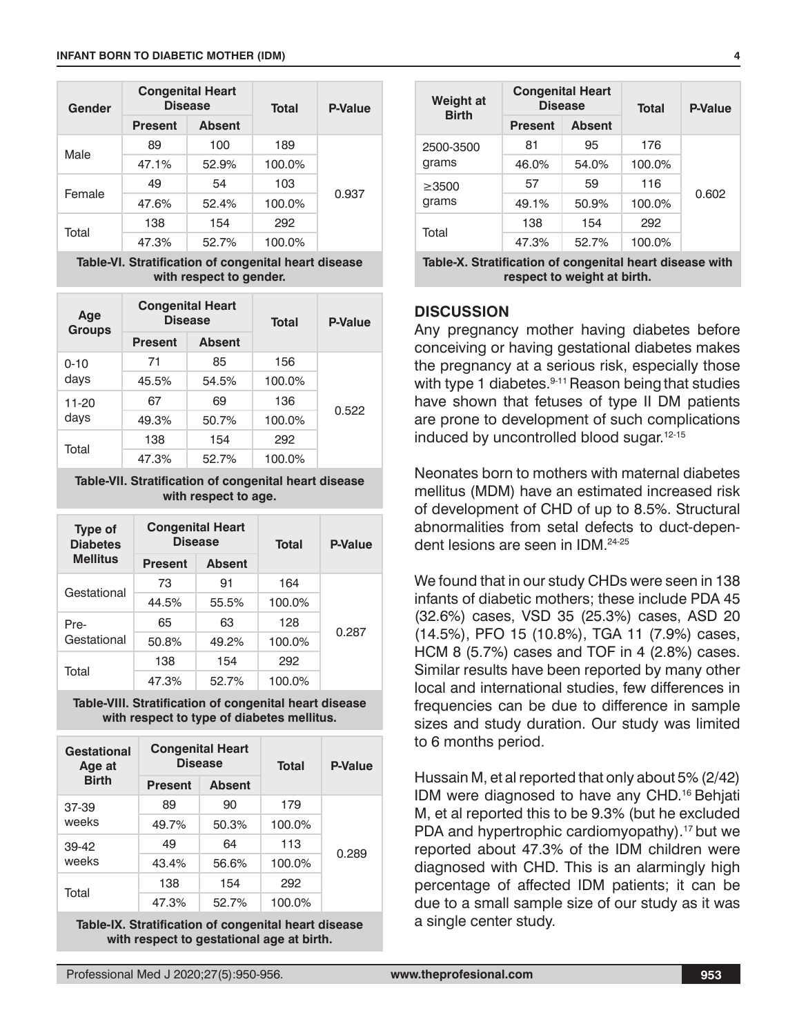| Gender | Congenital Heart Disease | | Total | P-Value |
|---|---|---|---|---|
| | Present | Absent | | |
| Male | 89 | 100 | 189 | 0.937 |
| | 47.1% | 52.9% | 100.0% | |
| Female | 49 | 54 | 103 | |
| | 47.6% | 52.4% | 100.0% | |
| Total | 138 | 154 | 292 | |
| | 47.3% | 52.7% | 100.0% | |

**Table-VI. Stratification of congenital heart disease with respect to gender.**

| Age Groups | Congenital Heart Disease | | Total | P-Value |
|---|---|---|---|---|
| | Present | Absent | | |
| 0-10 days | 71 | 85 | 156 | 0.522 |
| | 45.5% | 54.5% | 100.0% | |
| 11-20 days | 67 | 69 | 136 | |
| | 49.3% | 50.7% | 100.0% | |
| Total | 138 | 154 | 292 | |
| | 47.3% | 52.7% | 100.0% | |

**Table-VII. Stratification of congenital heart disease with respect to age.**

| Type of Diabetes Mellitus | Congenital Heart Disease | | Total | P-Value |
|---|---|---|---|---|
| | Present | Absent | | |
| Gestational | 73 | 91 | 164 | 0.287 |
| | 44.5% | 55.5% | 100.0% | |
| Pre-Gestational | 65 | 63 | 128 | |
| | 50.8% | 49.2% | 100.0% | |
| Total | 138 | 154 | 292 | |
| | 47.3% | 52.7% | 100.0% | |

**Table-VIII. Stratification of congenital heart disease with respect to type of diabetes mellitus.**

| Gestational Age at Birth | Congenital Heart Disease | | Total | P-Value |
|---|---|---|---|---|
| | Present | Absent | | |
| 37-39 weeks | 89 | 90 | 179 | 0.289 |
| | 49.7% | 50.3% | 100.0% | |
| 39-42 weeks | 49 | 64 | 113 | |
| | 43.4% | 56.6% | 100.0% | |
| Total | 138 | 154 | 292 | |
| | 47.3% | 52.7% | 100.0% | |

**Table-IX. Stratification of congenital heart disease with respect to gestational age at birth.**

| Weight at Birth | Congenital Heart Disease | | Total | P-Value |
|---|---|---|---|---|
| | Present | Absent | | |
| 2500-3500 grams | 81 | 95 | 176 | 0.602 |
| | 46.0% | 54.0% | 100.0% | |
| ≥3500 grams | 57 | 59 | 116 | |
| | 49.1% | 50.9% | 100.0% | |
| Total | 138 | 154 | 292 | |
| | 47.3% | 52.7% | 100.0% | |

**Table-X. Stratification of congenital heart disease with respect to weight at birth.**

## DISCUSSION

Any pregnancy mother having diabetes before conceiving or having gestational diabetes makes the pregnancy at a serious risk, especially those with type 1 diabetes.[9-11] Reason being that studies have shown that fetuses of type II DM patients are prone to development of such complications induced by uncontrolled blood sugar.[12-15]

Neonates born to mothers with maternal diabetes mellitus (MDM) have an estimated increased risk of development of CHD of up to 8.5%. Structural abnormalities from setal defects to duct-dependent lesions are seen in IDM.[24-25]

We found that in our study CHDs were seen in 138 infants of diabetic mothers; these include PDA 45 (32.6%) cases, VSD 35 (25.3%) cases, ASD 20 (14.5%), PFO 15 (10.8%), TGA 11 (7.9%) cases, HCM 8 (5.7%) cases and TOF in 4 (2.8%) cases. Similar results have been reported by many other local and international studies, few differences in frequencies can be due to difference in sample sizes and study duration. Our study was limited to 6 months period.

Hussain M, et al reported that only about 5% (2/42) IDM were diagnosed to have any CHD.[16] Behjati M, et al reported this to be 9.3% (but he excluded PDA and hypertrophic cardiomyopathy).[17] but we reported about 47.3% of the IDM children were diagnosed with CHD. This is an alarmingly high percentage of affected IDM patients; it can be due to a small sample size of our study as it was a single center study.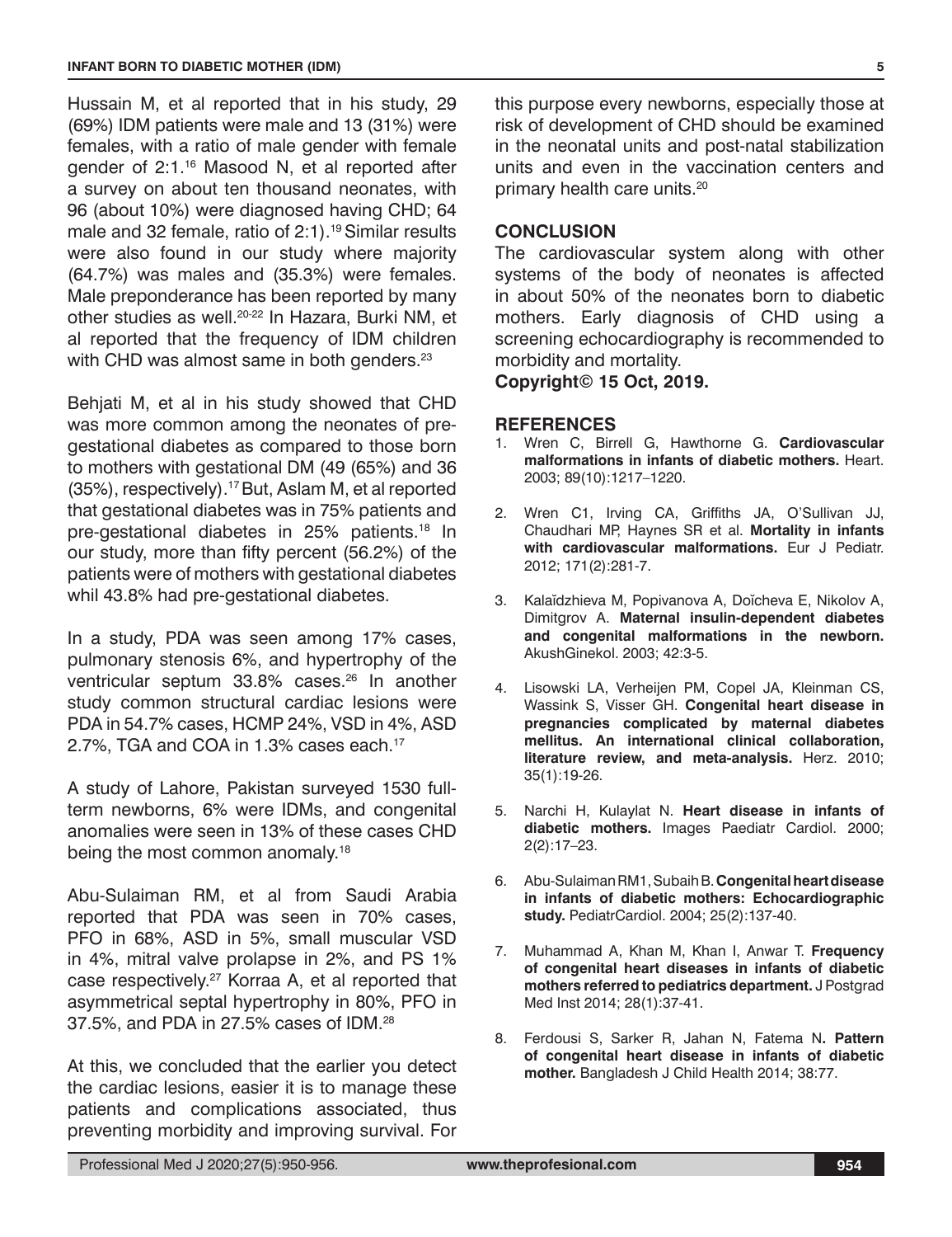Hussain M, et al reported that in his study, 29 (69%) IDM patients were male and 13 (31%) were females, with a ratio of male gender with female gender of 2:1.[16] Masood N, et al reported after a survey on about ten thousand neonates, with 96 (about 10%) were diagnosed having CHD; 64 male and 32 female, ratio of 2:1).[19] Similar results were also found in our study where majority (64.7%) was males and (35.3%) were females. Male preponderance has been reported by many other studies as well.[20-22] In Hazara, Burki NM, et al reported that the frequency of IDM children with CHD was almost same in both genders.[23]

Behjati M, et al in his study showed that CHD was more common among the neonates of pre-gestational diabetes as compared to those born to mothers with gestational DM (49 (65%) and 36 (35%), respectively).[17] But, Aslam M, et al reported that gestational diabetes was in 75% patients and pre-gestational diabetes in 25% patients.[18] In our study, more than fifty percent (56.2%) of the patients were of mothers with gestational diabetes whil 43.8% had pre-gestational diabetes.

In a study, PDA was seen among 17% cases, pulmonary stenosis 6%, and hypertrophy of the ventricular septum 33.8% cases.[26] In another study common structural cardiac lesions were PDA in 54.7% cases, HCMP 24%, VSD in 4%, ASD 2.7%, TGA and COA in 1.3% cases each.[17]

A study of Lahore, Pakistan surveyed 1530 full-term newborns, 6% were IDMs, and congenital anomalies were seen in 13% of these cases CHD being the most common anomaly.[18]

Abu-Sulaiman RM, et al from Saudi Arabia reported that PDA was seen in 70% cases, PFO in 68%, ASD in 5%, small muscular VSD in 4%, mitral valve prolapse in 2%, and PS 1% case respectively.[27] Korraa A, et al reported that asymmetrical septal hypertrophy in 80%, PFO in 37.5%, and PDA in 27.5% cases of IDM.[28]

At this, we concluded that the earlier you detect the cardiac lesions, easier it is to manage these patients and complications associated, thus preventing morbidity and improving survival. For this purpose every newborns, especially those at risk of development of CHD should be examined in the neonatal units and post-natal stabilization units and even in the vaccination centers and primary health care units.[20]

## CONCLUSION

The cardiovascular system along with other systems of the body of neonates is affected in about 50% of the neonates born to diabetic mothers. Early diagnosis of CHD using a screening echocardiography is recommended to morbidity and mortality.

**Copyright© 15 Oct, 2019.**

## REFERENCES

1. Wren C, Birrell G, Hawthorne G. **Cardiovascular malformations in infants of diabetic mothers.** Heart. 2003; 89(10):1217–1220.
2. Wren C1, Irving CA, Griffiths JA, O'Sullivan JJ, Chaudhari MP, Haynes SR et al. **Mortality in infants with cardiovascular malformations.** Eur J Pediatr. 2012; 171(2):281-7.
3. Kalaĭdzhieva M, Popivanova A, Doĭcheva E, Nikolov A, Dimitgrov A. **Maternal insulin-dependent diabetes and congenital malformations in the newborn.** AkushGinekol. 2003; 42:3-5.
4. Lisowski LA, Verheijen PM, Copel JA, Kleinman CS, Wassink S, Visser GH. **Congenital heart disease in pregnancies complicated by maternal diabetes mellitus. An international clinical collaboration, literature review, and meta-analysis.** Herz. 2010; 35(1):19-26.
5. Narchi H, Kulaylat N. **Heart disease in infants of diabetic mothers.** Images Paediatr Cardiol. 2000; 2(2):17–23.
6. Abu-Sulaiman RM1, Subaih B. **Congenital heart disease in infants of diabetic mothers: Echocardiographic study.** PediatrCardiol. 2004; 25(2):137-40.
7. Muhammad A, Khan M, Khan I, Anwar T. **Frequency of congenital heart diseases in infants of diabetic mothers referred to pediatrics department.** J Postgrad Med Inst 2014; 28(1):37-41.
8. Ferdousi S, Sarker R, Jahan N, Fatema N**. Pattern of congenital heart disease in infants of diabetic mother.** Bangladesh J Child Health 2014; 38:77.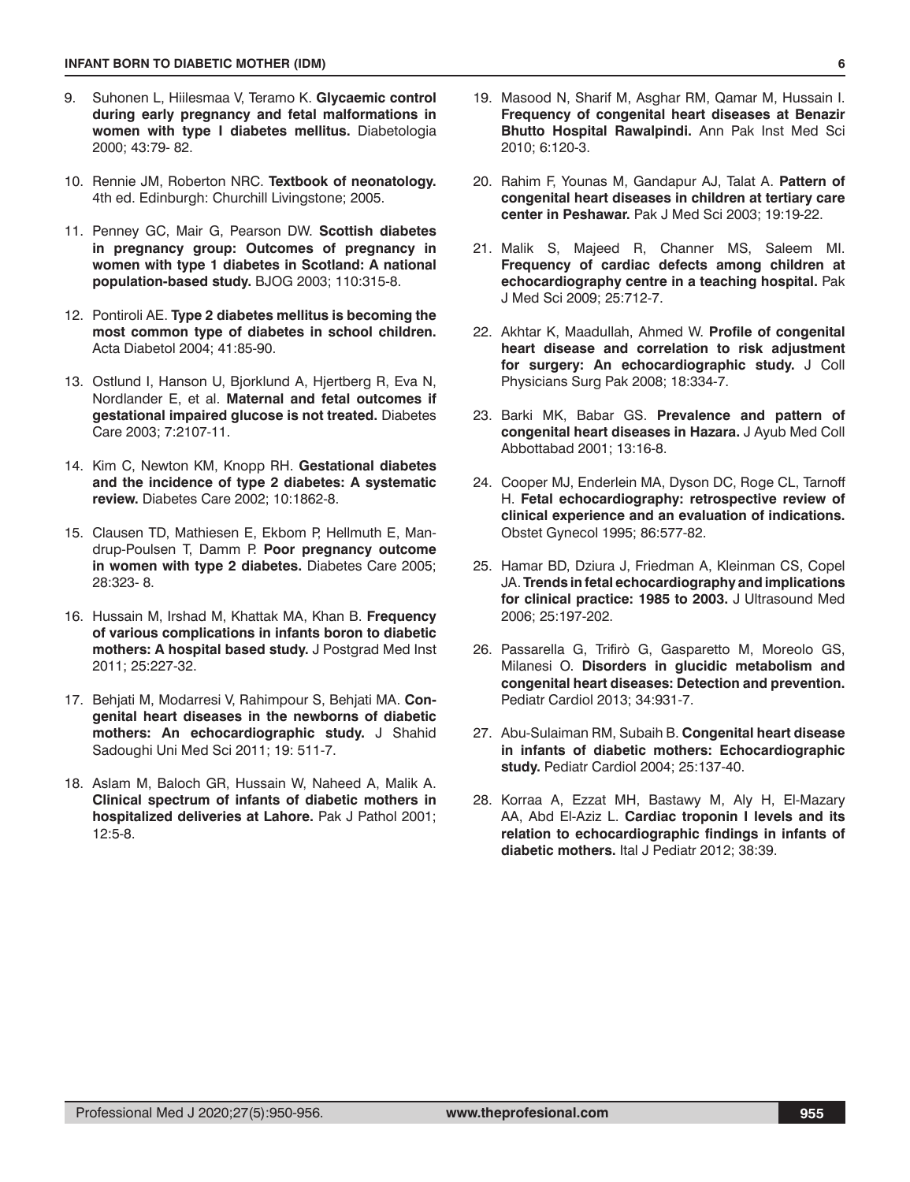9. Suhonen L, Hiilesmaa V, Teramo K. **Glycaemic control during early pregnancy and fetal malformations in women with type I diabetes mellitus.** Diabetologia 2000; 43:79- 82.

10. Rennie JM, Roberton NRC. **Textbook of neonatology.** 4th ed. Edinburgh: Churchill Livingstone; 2005.

11. Penney GC, Mair G, Pearson DW. **Scottish diabetes in pregnancy group: Outcomes of pregnancy in women with type 1 diabetes in Scotland: A national population-based study.** BJOG 2003; 110:315-8.

12. Pontiroli AE. **Type 2 diabetes mellitus is becoming the most common type of diabetes in school children.** Acta Diabetol 2004; 41:85-90.

13. Ostlund I, Hanson U, Bjorklund A, Hjertberg R, Eva N, Nordlander E, et al. **Maternal and fetal outcomes if gestational impaired glucose is not treated.** Diabetes Care 2003; 7:2107-11.

14. Kim C, Newton KM, Knopp RH. **Gestational diabetes and the incidence of type 2 diabetes: A systematic review.** Diabetes Care 2002; 10:1862-8.

15. Clausen TD, Mathiesen E, Ekbom P, Hellmuth E, Mandrup-Poulsen T, Damm P. **Poor pregnancy outcome in women with type 2 diabetes.** Diabetes Care 2005; 28:323- 8.

16. Hussain M, Irshad M, Khattak MA, Khan B. **Frequency of various complications in infants boron to diabetic mothers: A hospital based study.** J Postgrad Med Inst 2011; 25:227-32.

17. Behjati M, Modarresi V, Rahimpour S, Behjati MA. **Congenital heart diseases in the newborns of diabetic mothers: An echocardiographic study.** J Shahid Sadoughi Uni Med Sci 2011; 19: 511-7.

18. Aslam M, Baloch GR, Hussain W, Naheed A, Malik A. **Clinical spectrum of infants of diabetic mothers in hospitalized deliveries at Lahore.** Pak J Pathol 2001; 12:5-8.

19. Masood N, Sharif M, Asghar RM, Qamar M, Hussain I. **Frequency of congenital heart diseases at Benazir Bhutto Hospital Rawalpindi.** Ann Pak Inst Med Sci 2010; 6:120-3.

20. Rahim F, Younas M, Gandapur AJ, Talat A. **Pattern of congenital heart diseases in children at tertiary care center in Peshawar.** Pak J Med Sci 2003; 19:19-22.

21. Malik S, Majeed R, Channer MS, Saleem MI. **Frequency of cardiac defects among children at echocardiography centre in a teaching hospital.** Pak J Med Sci 2009; 25:712-7.

22. Akhtar K, Maadullah, Ahmed W. **Profile of congenital heart disease and correlation to risk adjustment for surgery: An echocardiographic study.** J Coll Physicians Surg Pak 2008; 18:334-7.

23. Barki MK, Babar GS. **Prevalence and pattern of congenital heart diseases in Hazara.** J Ayub Med Coll Abbottabad 2001; 13:16-8.

24. Cooper MJ, Enderlein MA, Dyson DC, Roge CL, Tarnoff H. **Fetal echocardiography: retrospective review of clinical experience and an evaluation of indications.** Obstet Gynecol 1995; 86:577-82.

25. Hamar BD, Dziura J, Friedman A, Kleinman CS, Copel JA. **Trends in fetal echocardiography and implications for clinical practice: 1985 to 2003.** J Ultrasound Med 2006; 25:197-202.

26. Passarella G, Trifirò G, Gasparetto M, Moreolo GS, Milanesi O. **Disorders in glucidic metabolism and congenital heart diseases: Detection and prevention.** Pediatr Cardiol 2013; 34:931-7.

27. Abu-Sulaiman RM, Subaih B. **Congenital heart disease in infants of diabetic mothers: Echocardiographic study.** Pediatr Cardiol 2004; 25:137-40.

28. Korraa A, Ezzat MH, Bastawy M, Aly H, El-Mazary AA, Abd El-Aziz L. **Cardiac troponin I levels and its relation to echocardiographic findings in infants of diabetic mothers.** Ital J Pediatr 2012; 38:39.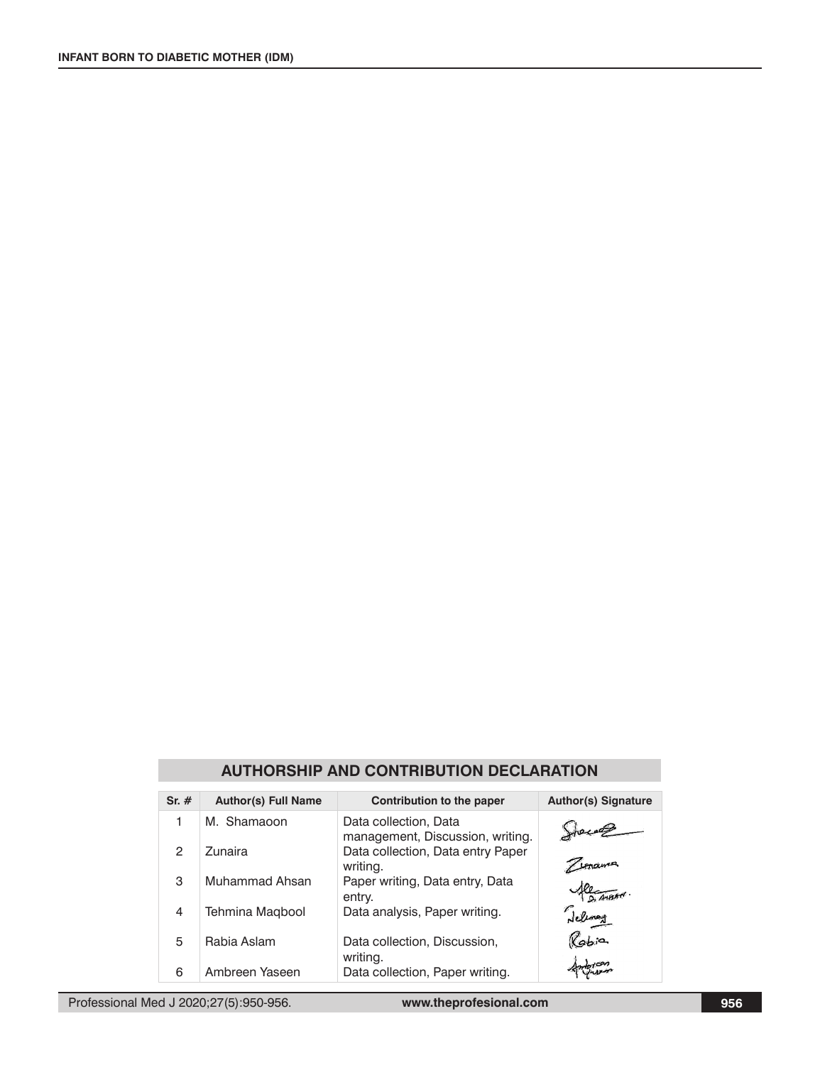## AUTHORSHIP AND CONTRIBUTION DECLARATION

| Sr. # | Author(s) Full Name | Contribution to the paper | Author(s) Signature |
|---|---|---|---|
| 1 | M. Shamaoon | Data collection, Data management, Discussion, writing. | |
| 2 | Zunaira | Data collection, Data entry Paper writing. | |
| 3 | Muhammad Ahsan | Paper writing, Data entry, Data entry. | |
| 4 | Tehmina Maqbool | Data analysis, Paper writing. | |
| 5 | Rabia Aslam | Data collection, Discussion, writing. | |
| 6 | Ambreen Yaseen | Data collection, Paper writing. | |